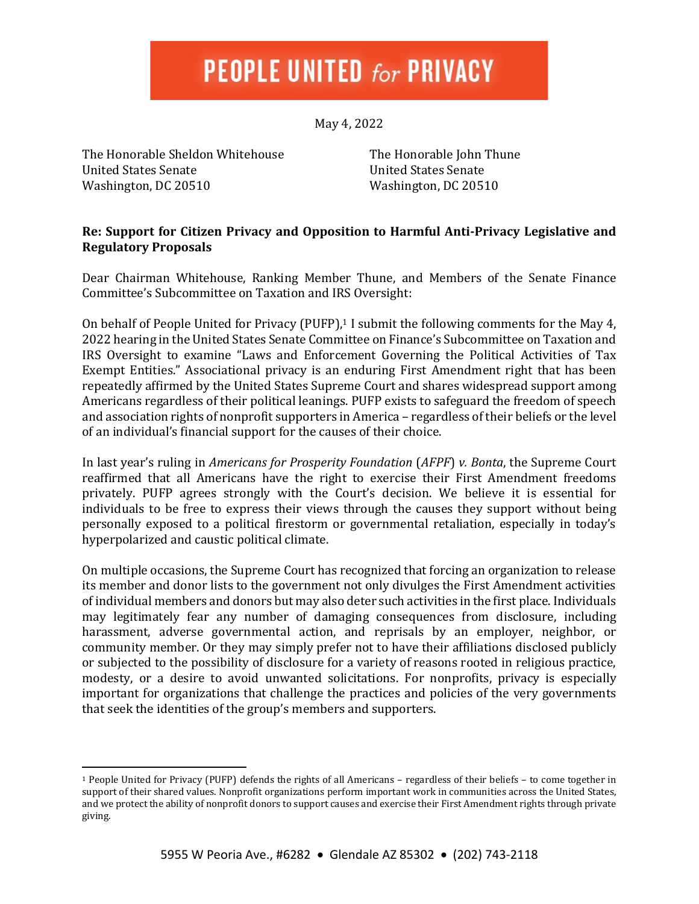# PEOPLE UNITED *for* PRIVACY

May 4, 2022

The Honorable Sheldon Whitehouse
United States Senate
Washington, DC 20510

The Honorable John Thune
United States Senate
Washington, DC 20510

**Re: Support for Citizen Privacy and Opposition to Harmful Anti-Privacy Legislative and Regulatory Proposals**

Dear Chairman Whitehouse, Ranking Member Thune, and Members of the Senate Finance Committee's Subcommittee on Taxation and IRS Oversight:

On behalf of People United for Privacy (PUFP),[1] I submit the following comments for the May 4, 2022 hearing in the United States Senate Committee on Finance's Subcommittee on Taxation and IRS Oversight to examine "Laws and Enforcement Governing the Political Activities of Tax Exempt Entities." Associational privacy is an enduring First Amendment right that has been repeatedly affirmed by the United States Supreme Court and shares widespread support among Americans regardless of their political leanings. PUFP exists to safeguard the freedom of speech and association rights of nonprofit supporters in America – regardless of their beliefs or the level of an individual's financial support for the causes of their choice.

In last year's ruling in *Americans for Prosperity Foundation* (*AFPF*) *v. Bonta*, the Supreme Court reaffirmed that all Americans have the right to exercise their First Amendment freedoms privately. PUFP agrees strongly with the Court's decision. We believe it is essential for individuals to be free to express their views through the causes they support without being personally exposed to a political firestorm or governmental retaliation, especially in today's hyperpolarized and caustic political climate.

On multiple occasions, the Supreme Court has recognized that forcing an organization to release its member and donor lists to the government not only divulges the First Amendment activities of individual members and donors but may also deter such activities in the first place. Individuals may legitimately fear any number of damaging consequences from disclosure, including harassment, adverse governmental action, and reprisals by an employer, neighbor, or community member. Or they may simply prefer not to have their affiliations disclosed publicly or subjected to the possibility of disclosure for a variety of reasons rooted in religious practice, modesty, or a desire to avoid unwanted solicitations. For nonprofits, privacy is especially important for organizations that challenge the practices and policies of the very governments that seek the identities of the group's members and supporters.

[1] People United for Privacy (PUFP) defends the rights of all Americans – regardless of their beliefs – to come together in support of their shared values. Nonprofit organizations perform important work in communities across the United States, and we protect the ability of nonprofit donors to support causes and exercise their First Amendment rights through private giving.

5955 W Peoria Ave., #6282 • Glendale AZ 85302 • (202) 743-2118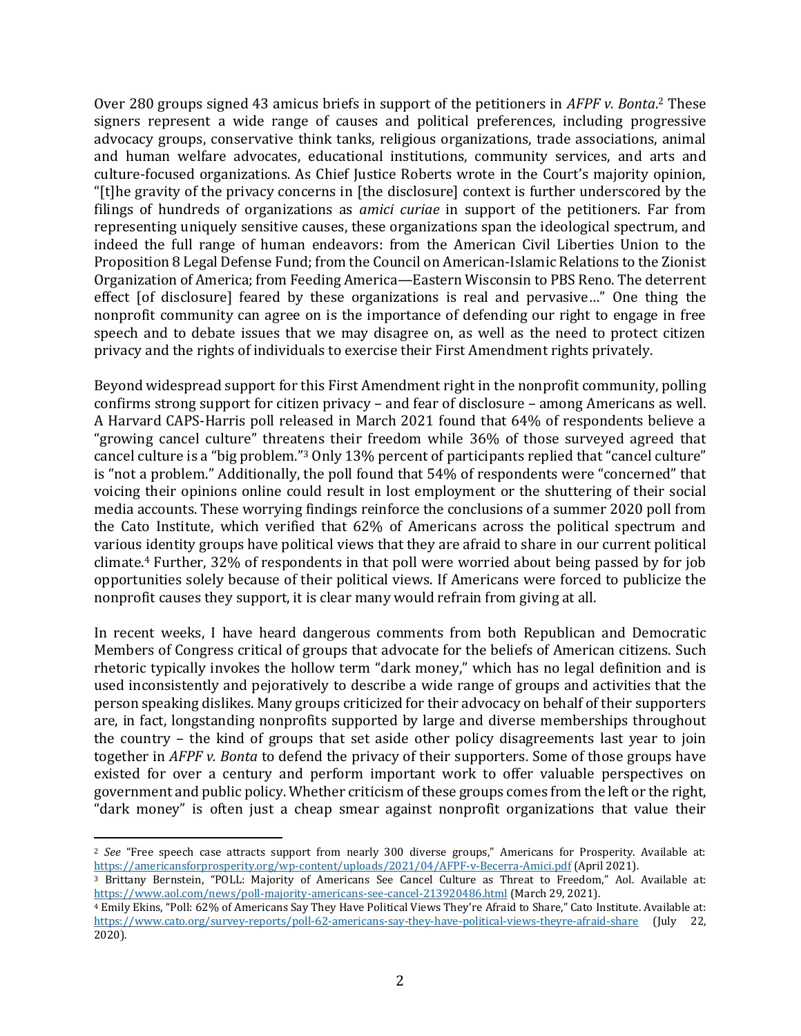Over 280 groups signed 43 amicus briefs in support of the petitioners in *AFPF v. Bonta*.[2] These signers represent a wide range of causes and political preferences, including progressive advocacy groups, conservative think tanks, religious organizations, trade associations, animal and human welfare advocates, educational institutions, community services, and arts and culture-focused organizations. As Chief Justice Roberts wrote in the Court's majority opinion, "[t]he gravity of the privacy concerns in [the disclosure] context is further underscored by the filings of hundreds of organizations as *amici curiae* in support of the petitioners. Far from representing uniquely sensitive causes, these organizations span the ideological spectrum, and indeed the full range of human endeavors: from the American Civil Liberties Union to the Proposition 8 Legal Defense Fund; from the Council on American-Islamic Relations to the Zionist Organization of America; from Feeding America—Eastern Wisconsin to PBS Reno. The deterrent effect [of disclosure] feared by these organizations is real and pervasive…" One thing the nonprofit community can agree on is the importance of defending our right to engage in free speech and to debate issues that we may disagree on, as well as the need to protect citizen privacy and the rights of individuals to exercise their First Amendment rights privately.

Beyond widespread support for this First Amendment right in the nonprofit community, polling confirms strong support for citizen privacy – and fear of disclosure – among Americans as well. A Harvard CAPS-Harris poll released in March 2021 found that 64% of respondents believe a "growing cancel culture" threatens their freedom while 36% of those surveyed agreed that cancel culture is a "big problem."[3] Only 13% percent of participants replied that "cancel culture" is "not a problem." Additionally, the poll found that 54% of respondents were "concerned" that voicing their opinions online could result in lost employment or the shuttering of their social media accounts. These worrying findings reinforce the conclusions of a summer 2020 poll from the Cato Institute, which verified that 62% of Americans across the political spectrum and various identity groups have political views that they are afraid to share in our current political climate.[4] Further, 32% of respondents in that poll were worried about being passed by for job opportunities solely because of their political views. If Americans were forced to publicize the nonprofit causes they support, it is clear many would refrain from giving at all.

In recent weeks, I have heard dangerous comments from both Republican and Democratic Members of Congress critical of groups that advocate for the beliefs of American citizens. Such rhetoric typically invokes the hollow term "dark money," which has no legal definition and is used inconsistently and pejoratively to describe a wide range of groups and activities that the person speaking dislikes. Many groups criticized for their advocacy on behalf of their supporters are, in fact, longstanding nonprofits supported by large and diverse memberships throughout the country – the kind of groups that set aside other policy disagreements last year to join together in *AFPF v. Bonta* to defend the privacy of their supporters. Some of those groups have existed for over a century and perform important work to offer valuable perspectives on government and public policy. Whether criticism of these groups comes from the left or the right, "dark money" is often just a cheap smear against nonprofit organizations that value their

---

[2] *See* "Free speech case attracts support from nearly 300 diverse groups," Americans for Prosperity. Available at: https://americansforprosperity.org/wp-content/uploads/2021/04/AFPF-v-Becerra-Amici.pdf (April 2021).

[3] Brittany Bernstein, "POLL: Majority of Americans See Cancel Culture as Threat to Freedom," Aol. Available at: https://www.aol.com/news/poll-majority-americans-see-cancel-213920486.html (March 29, 2021).

[4] Emily Ekins, "Poll: 62% of Americans Say They Have Political Views They're Afraid to Share," Cato Institute. Available at: https://www.cato.org/survey-reports/poll-62-americans-say-they-have-political-views-theyre-afraid-share (July 22, 2020).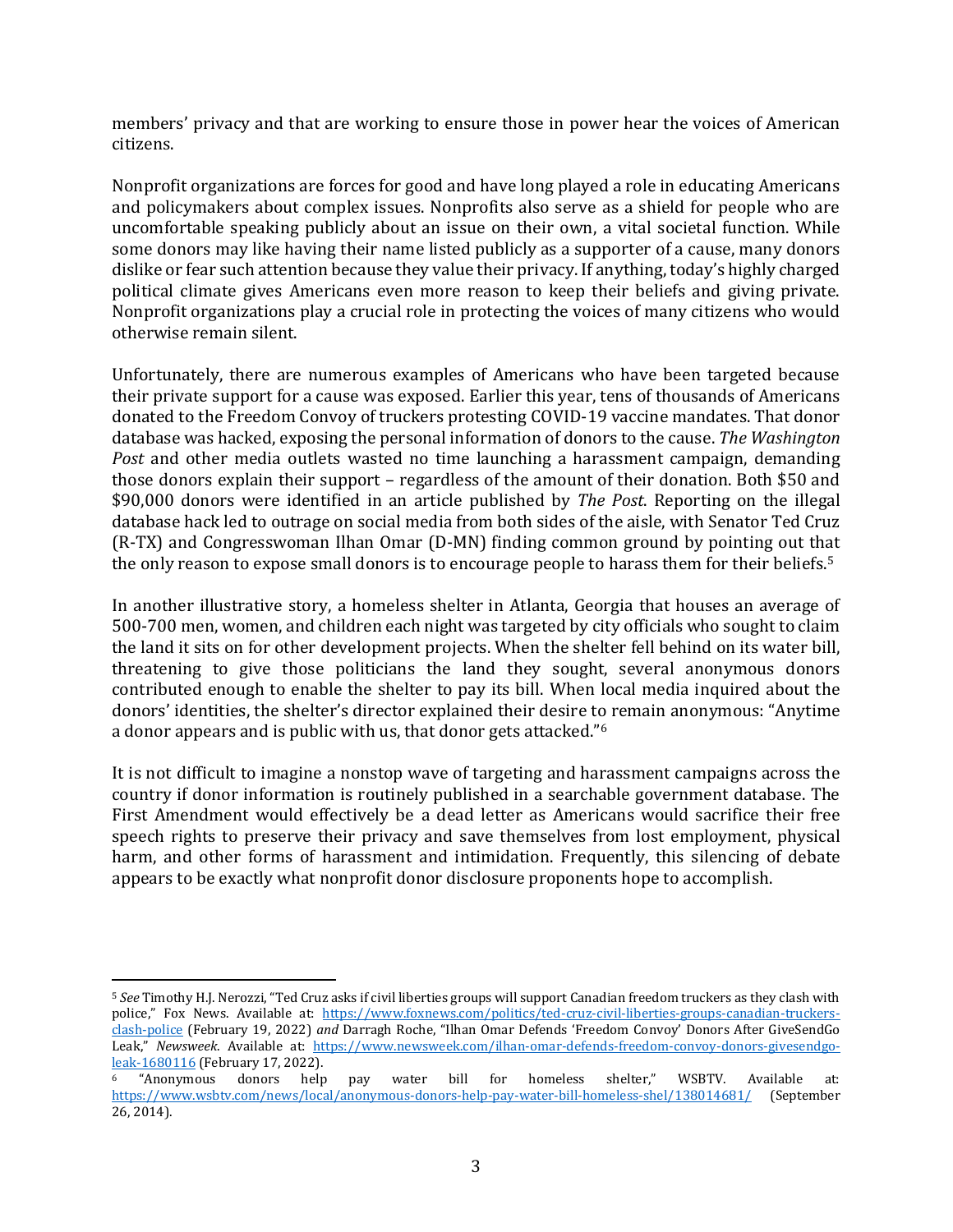members' privacy and that are working to ensure those in power hear the voices of American citizens.

Nonprofit organizations are forces for good and have long played a role in educating Americans and policymakers about complex issues. Nonprofits also serve as a shield for people who are uncomfortable speaking publicly about an issue on their own, a vital societal function. While some donors may like having their name listed publicly as a supporter of a cause, many donors dislike or fear such attention because they value their privacy. If anything, today's highly charged political climate gives Americans even more reason to keep their beliefs and giving private. Nonprofit organizations play a crucial role in protecting the voices of many citizens who would otherwise remain silent.

Unfortunately, there are numerous examples of Americans who have been targeted because their private support for a cause was exposed. Earlier this year, tens of thousands of Americans donated to the Freedom Convoy of truckers protesting COVID-19 vaccine mandates. That donor database was hacked, exposing the personal information of donors to the cause. *The Washington Post* and other media outlets wasted no time launching a harassment campaign, demanding those donors explain their support – regardless of the amount of their donation. Both $50 and $90,000 donors were identified in an article published by *The Post*. Reporting on the illegal database hack led to outrage on social media from both sides of the aisle, with Senator Ted Cruz (R-TX) and Congresswoman Ilhan Omar (D-MN) finding common ground by pointing out that the only reason to expose small donors is to encourage people to harass them for their beliefs.[5]

In another illustrative story, a homeless shelter in Atlanta, Georgia that houses an average of 500-700 men, women, and children each night was targeted by city officials who sought to claim the land it sits on for other development projects. When the shelter fell behind on its water bill, threatening to give those politicians the land they sought, several anonymous donors contributed enough to enable the shelter to pay its bill. When local media inquired about the donors' identities, the shelter's director explained their desire to remain anonymous: "Anytime a donor appears and is public with us, that donor gets attacked."[6]

It is not difficult to imagine a nonstop wave of targeting and harassment campaigns across the country if donor information is routinely published in a searchable government database. The First Amendment would effectively be a dead letter as Americans would sacrifice their free speech rights to preserve their privacy and save themselves from lost employment, physical harm, and other forms of harassment and intimidation. Frequently, this silencing of debate appears to be exactly what nonprofit donor disclosure proponents hope to accomplish.

---

[5] *See* Timothy H.J. Nerozzi, "Ted Cruz asks if civil liberties groups will support Canadian freedom truckers as they clash with police," Fox News. Available at: https://www.foxnews.com/politics/ted-cruz-civil-liberties-groups-canadian-truckers-clash-police (February 19, 2022) *and* Darragh Roche, "Ilhan Omar Defends 'Freedom Convoy' Donors After GiveSendGo Leak," *Newsweek*. Available at: https://www.newsweek.com/ilhan-omar-defends-freedom-convoy-donors-givesendgo-leak-1680116 (February 17, 2022).

[6] "Anonymous donors help pay water bill for homeless shelter," WSBTV. Available at: https://www.wsbtv.com/news/local/anonymous-donors-help-pay-water-bill-homeless-shel/138014681/ (September 26, 2014).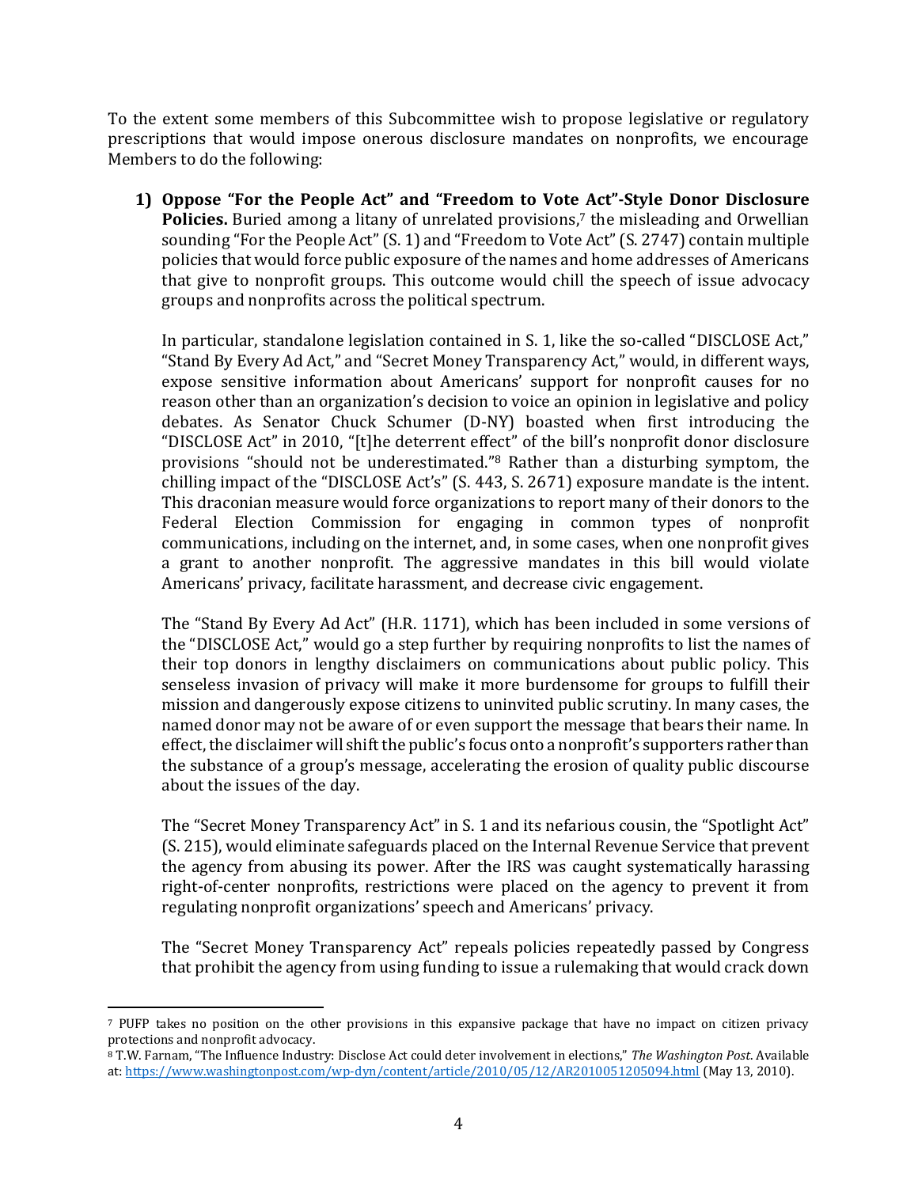To the extent some members of this Subcommittee wish to propose legislative or regulatory prescriptions that would impose onerous disclosure mandates on nonprofits, we encourage Members to do the following:

1) **Oppose "For the People Act" and "Freedom to Vote Act"-Style Donor Disclosure Policies.** Buried among a litany of unrelated provisions,[7] the misleading and Orwellian sounding "For the People Act" (S. 1) and "Freedom to Vote Act" (S. 2747) contain multiple policies that would force public exposure of the names and home addresses of Americans that give to nonprofit groups. This outcome would chill the speech of issue advocacy groups and nonprofits across the political spectrum.

   In particular, standalone legislation contained in S. 1, like the so-called "DISCLOSE Act," "Stand By Every Ad Act," and "Secret Money Transparency Act," would, in different ways, expose sensitive information about Americans' support for nonprofit causes for no reason other than an organization's decision to voice an opinion in legislative and policy debates. As Senator Chuck Schumer (D-NY) boasted when first introducing the "DISCLOSE Act" in 2010, "[t]he deterrent effect" of the bill's nonprofit donor disclosure provisions "should not be underestimated."[8] Rather than a disturbing symptom, the chilling impact of the "DISCLOSE Act's" (S. 443, S. 2671) exposure mandate is the intent. This draconian measure would force organizations to report many of their donors to the Federal Election Commission for engaging in common types of nonprofit communications, including on the internet, and, in some cases, when one nonprofit gives a grant to another nonprofit. The aggressive mandates in this bill would violate Americans' privacy, facilitate harassment, and decrease civic engagement.

   The "Stand By Every Ad Act" (H.R. 1171), which has been included in some versions of the "DISCLOSE Act," would go a step further by requiring nonprofits to list the names of their top donors in lengthy disclaimers on communications about public policy. This senseless invasion of privacy will make it more burdensome for groups to fulfill their mission and dangerously expose citizens to uninvited public scrutiny. In many cases, the named donor may not be aware of or even support the message that bears their name. In effect, the disclaimer will shift the public's focus onto a nonprofit's supporters rather than the substance of a group's message, accelerating the erosion of quality public discourse about the issues of the day.

   The "Secret Money Transparency Act" in S. 1 and its nefarious cousin, the "Spotlight Act" (S. 215), would eliminate safeguards placed on the Internal Revenue Service that prevent the agency from abusing its power. After the IRS was caught systematically harassing right-of-center nonprofits, restrictions were placed on the agency to prevent it from regulating nonprofit organizations' speech and Americans' privacy.

   The "Secret Money Transparency Act" repeals policies repeatedly passed by Congress that prohibit the agency from using funding to issue a rulemaking that would crack down

---

[7] PUFP takes no position on the other provisions in this expansive package that have no impact on citizen privacy protections and nonprofit advocacy.

[8] T.W. Farnam, "The Influence Industry: Disclose Act could deter involvement in elections," *The Washington Post*. Available at: https://www.washingtonpost.com/wp-dyn/content/article/2010/05/12/AR2010051205094.html (May 13, 2010).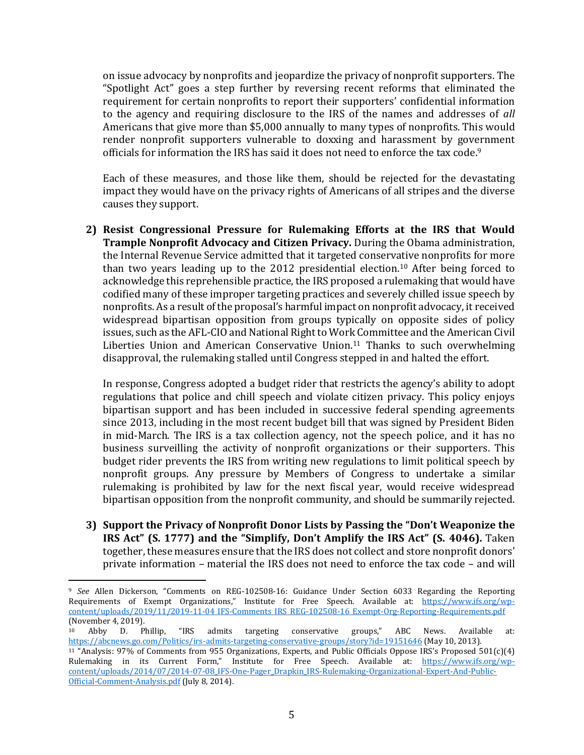on issue advocacy by nonprofits and jeopardize the privacy of nonprofit supporters. The "Spotlight Act" goes a step further by reversing recent reforms that eliminated the requirement for certain nonprofits to report their supporters' confidential information to the agency and requiring disclosure to the IRS of the names and addresses of *all* Americans that give more than $5,000 annually to many types of nonprofits. This would render nonprofit supporters vulnerable to doxxing and harassment by government officials for information the IRS has said it does not need to enforce the tax code.[9]

Each of these measures, and those like them, should be rejected for the devastating impact they would have on the privacy rights of Americans of all stripes and the diverse causes they support.

2) **Resist Congressional Pressure for Rulemaking Efforts at the IRS that Would Trample Nonprofit Advocacy and Citizen Privacy.** During the Obama administration, the Internal Revenue Service admitted that it targeted conservative nonprofits for more than two years leading up to the 2012 presidential election.[10] After being forced to acknowledge this reprehensible practice, the IRS proposed a rulemaking that would have codified many of these improper targeting practices and severely chilled issue speech by nonprofits. As a result of the proposal's harmful impact on nonprofit advocacy, it received widespread bipartisan opposition from groups typically on opposite sides of policy issues, such as the AFL-CIO and National Right to Work Committee and the American Civil Liberties Union and American Conservative Union.[11] Thanks to such overwhelming disapproval, the rulemaking stalled until Congress stepped in and halted the effort.

   In response, Congress adopted a budget rider that restricts the agency's ability to adopt regulations that police and chill speech and violate citizen privacy. This policy enjoys bipartisan support and has been included in successive federal spending agreements since 2013, including in the most recent budget bill that was signed by President Biden in mid-March. The IRS is a tax collection agency, not the speech police, and it has no business surveilling the activity of nonprofit organizations or their supporters. This budget rider prevents the IRS from writing new regulations to limit political speech by nonprofit groups. Any pressure by Members of Congress to undertake a similar rulemaking is prohibited by law for the next fiscal year, would receive widespread bipartisan opposition from the nonprofit community, and should be summarily rejected.

3) **Support the Privacy of Nonprofit Donor Lists by Passing the "Don't Weaponize the IRS Act" (S. 1777) and the "Simplify, Don't Amplify the IRS Act" (S. 4046).** Taken together, these measures ensure that the IRS does not collect and store nonprofit donors' private information – material the IRS does not need to enforce the tax code – and will

---

[9] *See* Allen Dickerson, "Comments on REG-102508-16: Guidance Under Section 6033 Regarding the Reporting Requirements of Exempt Organizations," Institute for Free Speech. Available at: https://www.ifs.org/wp-content/uploads/2019/11/2019-11-04_IFS-Comments_IRS_REG-102508-16_Exempt-Org-Reporting-Requirements.pdf (November 4, 2019).

[10] Abby D. Phillip, "IRS admits targeting conservative groups," ABC News. Available at: https://abcnews.go.com/Politics/irs-admits-targeting-conservative-groups/story?id=19151646 (May 10, 2013).

[11] "Analysis: 97% of Comments from 955 Organizations, Experts, and Public Officials Oppose IRS's Proposed 501(c)(4) Rulemaking in its Current Form," Institute for Free Speech. Available at: https://www.ifs.org/wp-content/uploads/2014/07/2014-07-08_IFS-One-Pager_Drapkin_IRS-Rulemaking-Organizational-Expert-And-Public-Official-Comment-Analysis.pdf (July 8, 2014).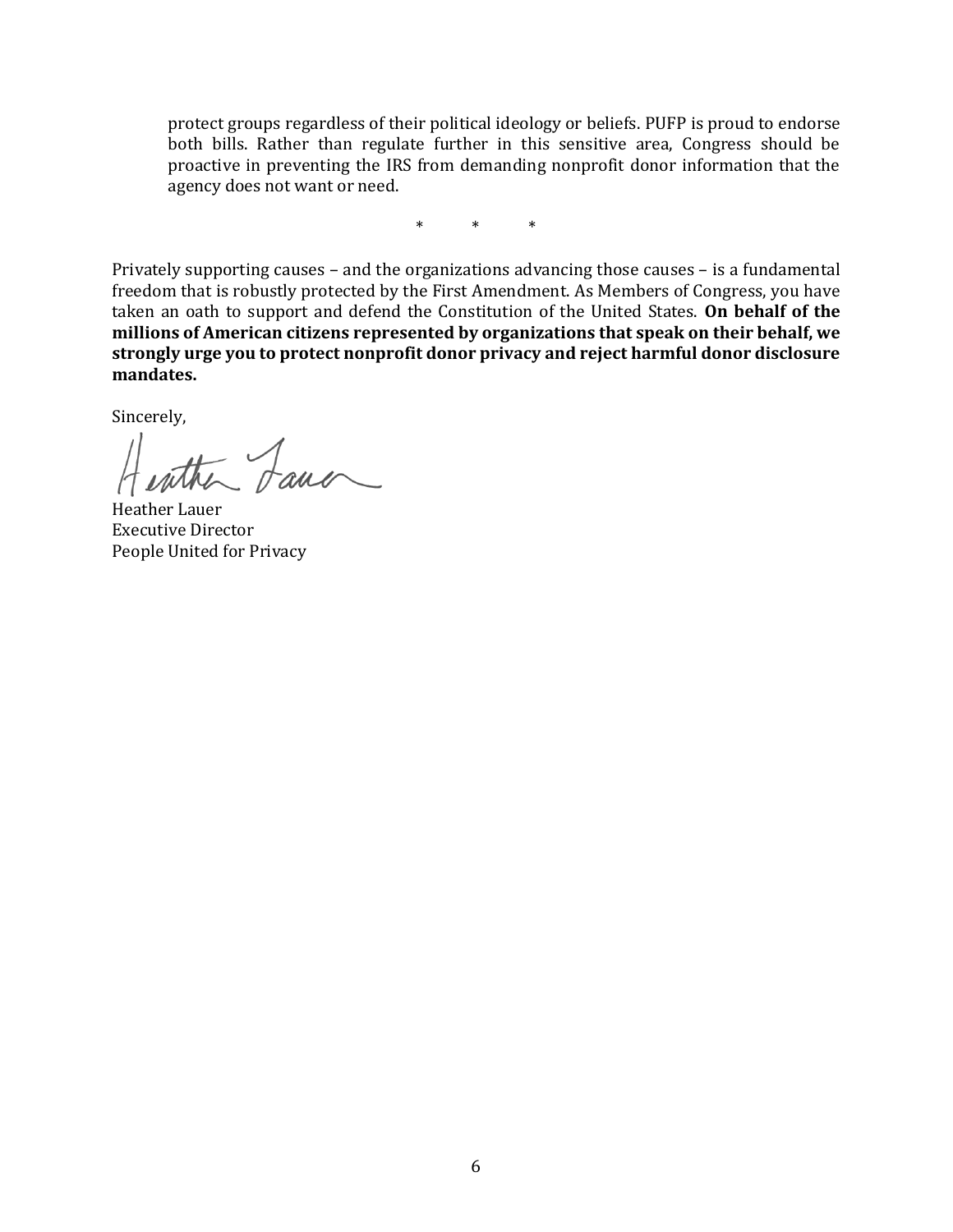protect groups regardless of their political ideology or beliefs. PUFP is proud to endorse both bills. Rather than regulate further in this sensitive area, Congress should be proactive in preventing the IRS from demanding nonprofit donor information that the agency does not want or need.

\* \* \*

Privately supporting causes – and the organizations advancing those causes – is a fundamental freedom that is robustly protected by the First Amendment. As Members of Congress, you have taken an oath to support and defend the Constitution of the United States. **On behalf of the millions of American citizens represented by organizations that speak on their behalf, we strongly urge you to protect nonprofit donor privacy and reject harmful donor disclosure mandates.**

Sincerely,

Heather Lauer
Executive Director
People United for Privacy